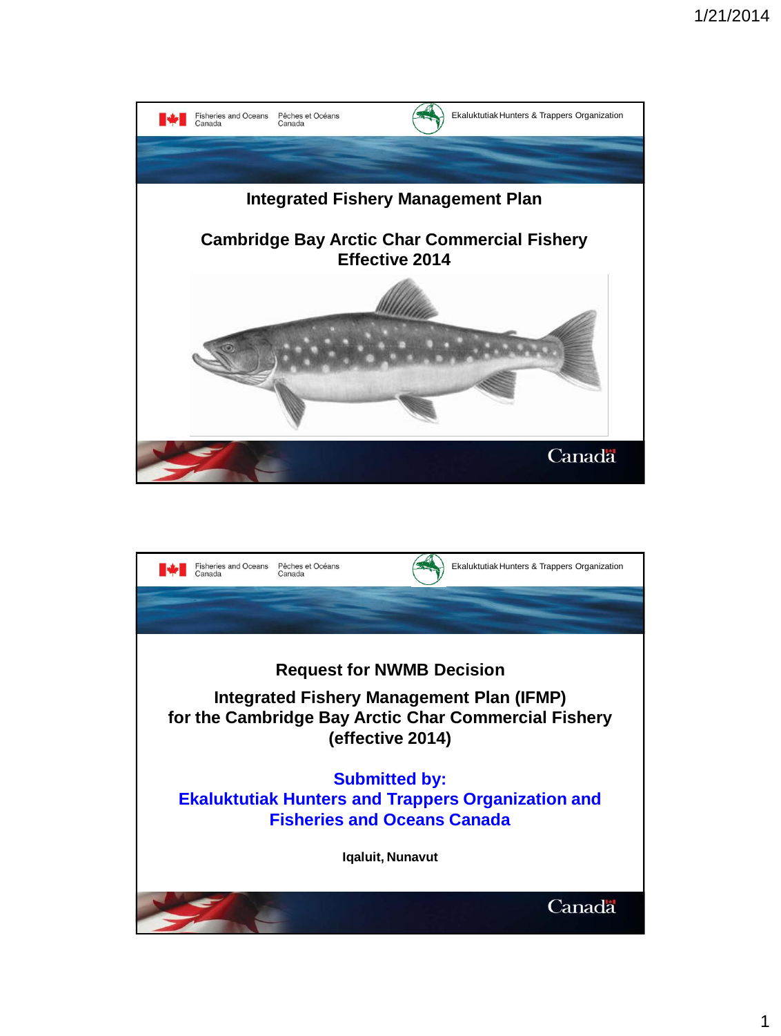Fisheries and Oceans Canada | Pêches et Océans Canada

Ekaluktutiak Hunters & Trappers Organization

## Integrated Fishery Management Plan

## Cambridge Bay Arctic Char Commercial Fishery
## Effective 2014

Canadä

---

Fisheries and Oceans Canada | Pêches et Océans Canada

Ekaluktutiak Hunters & Trappers Organization

## Request for NWMB Decision

## Integrated Fishery Management Plan (IFMP) for the Cambridge Bay Arctic Char Commercial Fishery (effective 2014)

**Submitted by:**
**Ekaluktutiak Hunters and Trappers Organization and Fisheries and Oceans Canada**

**Iqaluit, Nunavut**

Canadä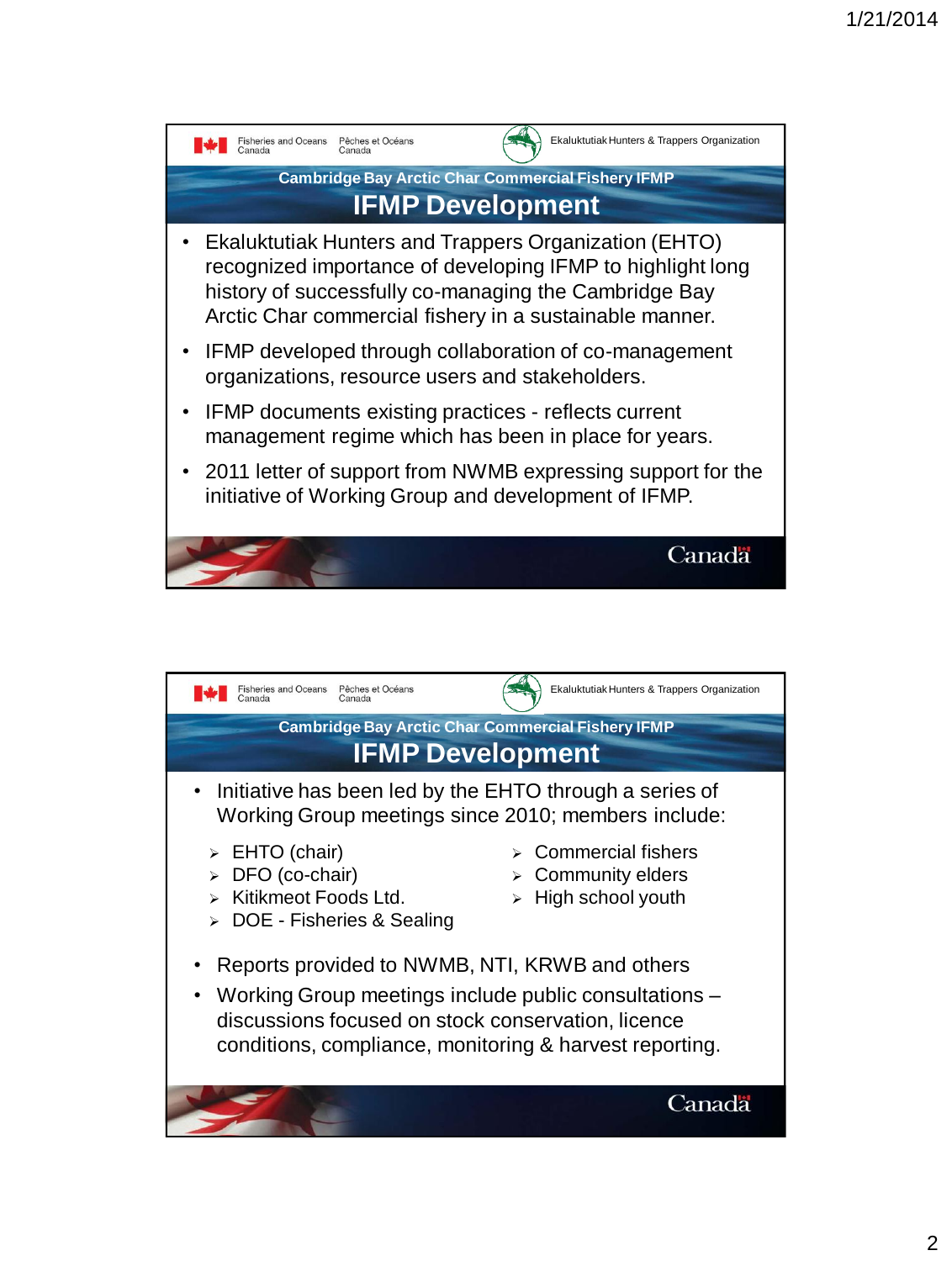Fisheries and Oceans Canada | Pêches et Océans Canada | Ekaluktutiak Hunters & Trappers Organization

## Cambridge Bay Arctic Char Commercial Fishery IFMP

# IFMP Development

- Ekaluktutiak Hunters and Trappers Organization (EHTO) recognized importance of developing IFMP to highlight long history of successfully co-managing the Cambridge Bay Arctic Char commercial fishery in a sustainable manner.
- IFMP developed through collaboration of co-management organizations, resource users and stakeholders.
- IFMP documents existing practices - reflects current management regime which has been in place for years.
- 2011 letter of support from NWMB expressing support for the initiative of Working Group and development of IFMP.

Canada

Fisheries and Oceans Canada | Pêches et Océans Canada | Ekaluktutiak Hunters & Trappers Organization

## Cambridge Bay Arctic Char Commercial Fishery IFMP

# IFMP Development

- Initiative has been led by the EHTO through a series of Working Group meetings since 2010; members include:
  - EHTO (chair)
  - DFO (co-chair)
  - Kitikmeot Foods Ltd.
  - DOE - Fisheries & Sealing
  - Commercial fishers
  - Community elders
  - High school youth
- Reports provided to NWMB, NTI, KRWB and others
- Working Group meetings include public consultations – discussions focused on stock conservation, licence conditions, compliance, monitoring & harvest reporting.

Canada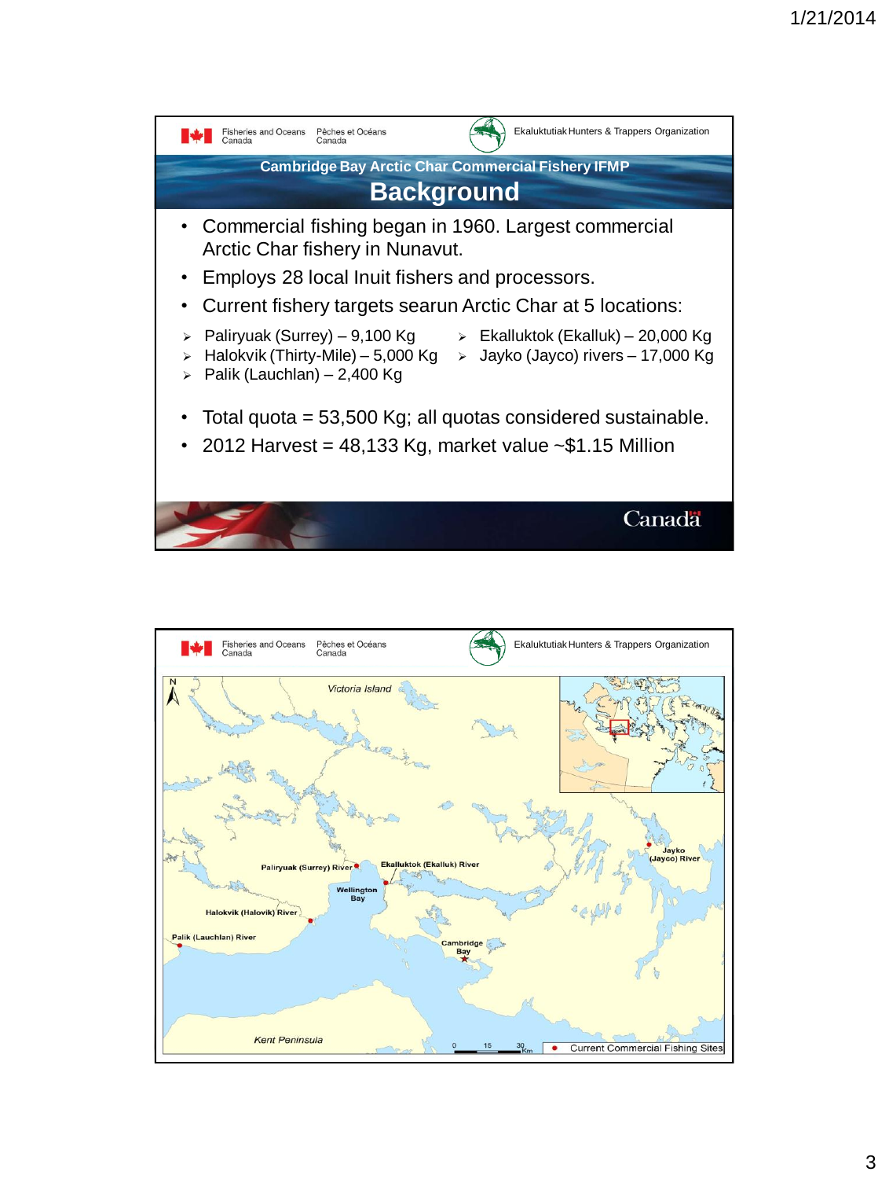Fisheries and Oceans Canada | Pêches et Océans Canada | Ekaluktutiak Hunters & Trappers Organization

## Cambridge Bay Arctic Char Commercial Fishery IFMP

# Background

- Commercial fishing began in 1960. Largest commercial Arctic Char fishery in Nunavut.
- Employs 28 local Inuit fishers and processors.
- Current fishery targets searun Arctic Char at 5 locations:
  - Paliryuak (Surrey) – 9,100 Kg
  - Halokvik (Thirty-Mile) – 5,000 Kg
  - Palik (Lauchlan) – 2,400 Kg
  - Ekalluktok (Ekalluk) – 20,000 Kg
  - Jayko (Jayco) rivers – 17,000 Kg
- Total quota = 53,500 Kg; all quotas considered sustainable.
- 2012 Harvest = 48,133 Kg, market value ~$1.15 Million

Canada

Fisheries and Oceans Canada | Pêches et Océans Canada | Ekaluktutiak Hunters & Trappers Organization

Victoria Island

Paliryuak (Surrey) River

Ekalluktok (Ekalluk) River

Wellington Bay

Halokvik (Halovik) River

Palik (Lauchlan) River

Cambridge Bay

Jayko (Jayco) River

Kent Peninsula

0 15 30 Km

● Current Commercial Fishing Sites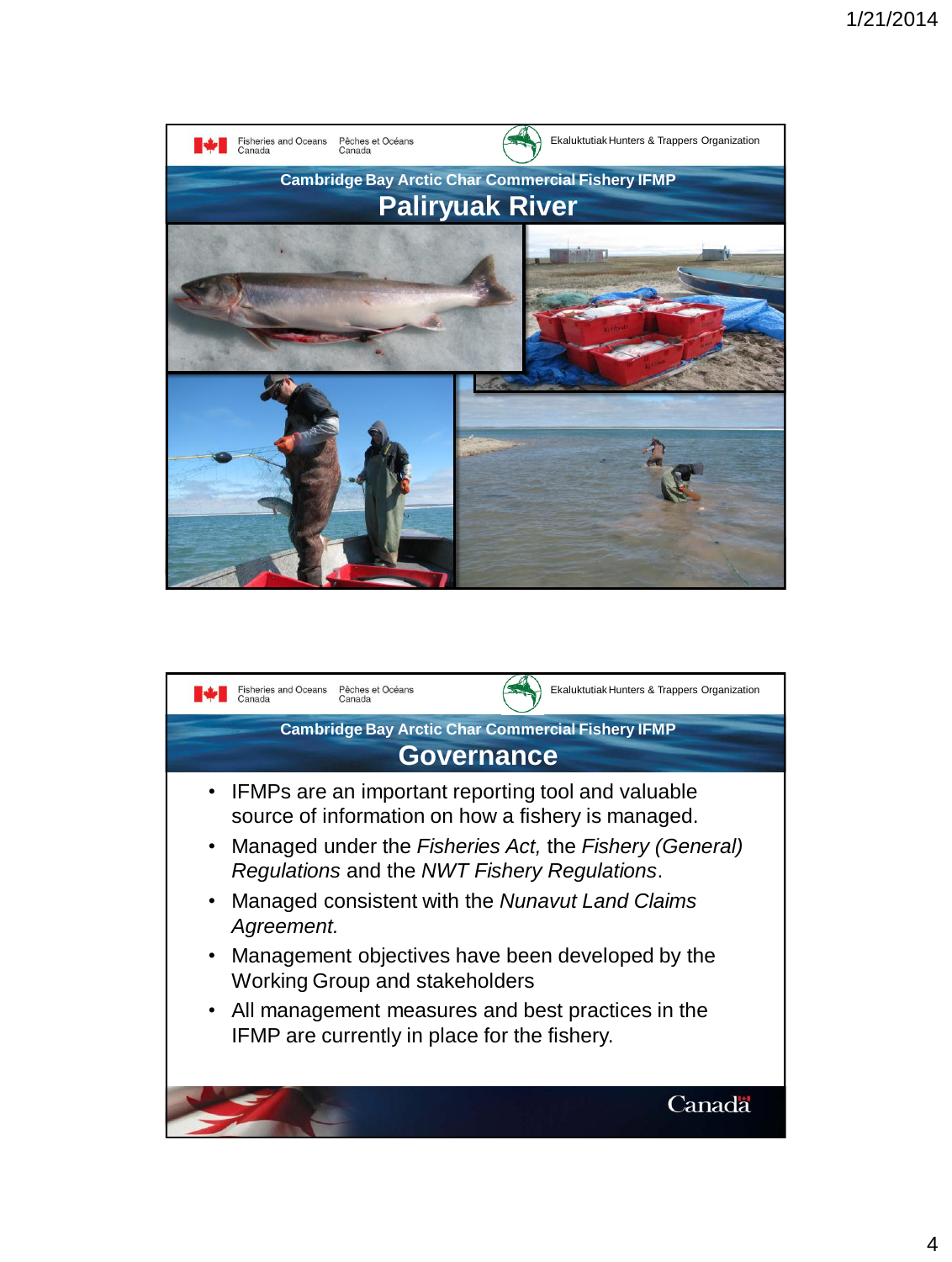Fisheries and Oceans Canada / Pêches et Océans Canada

Ekaluktutiak Hunters & Trappers Organization

## Cambridge Bay Arctic Char Commercial Fishery IFMP

# Paliryuak River

Fisheries and Oceans Canada / Pêches et Océans Canada

Ekaluktutiak Hunters & Trappers Organization

## Cambridge Bay Arctic Char Commercial Fishery IFMP

# Governance

- IFMPs are an important reporting tool and valuable source of information on how a fishery is managed.
- Managed under the *Fisheries Act,* the *Fishery (General) Regulations* and the *NWT Fishery Regulations*.
- Managed consistent with the *Nunavut Land Claims Agreement.*
- Management objectives have been developed by the Working Group and stakeholders
- All management measures and best practices in the IFMP are currently in place for the fishery.

Canada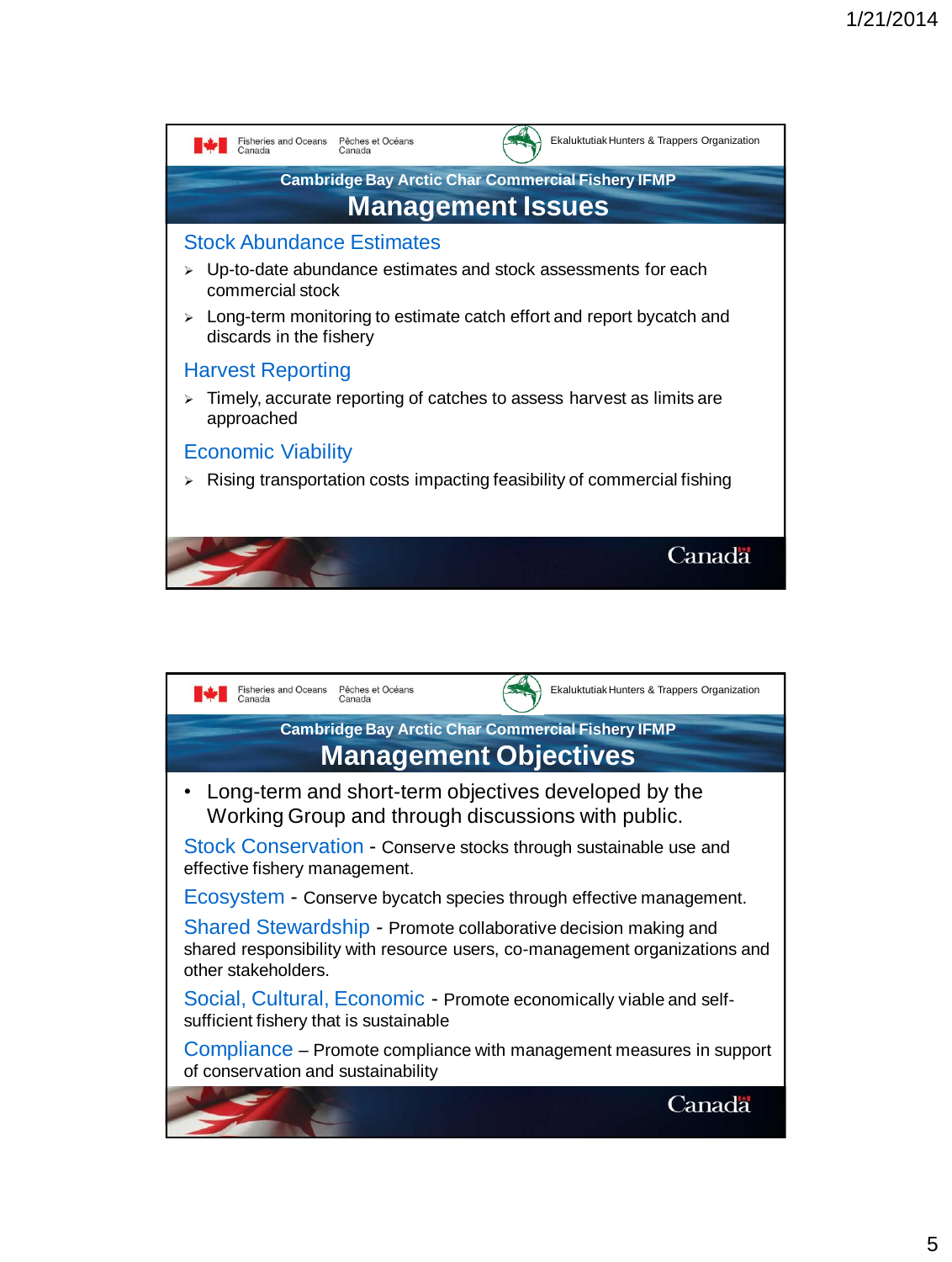Fisheries and Oceans Canada | Pêches et Océans Canada | Ekaluktutiak Hunters & Trappers Organization

## Cambridge Bay Arctic Char Commercial Fishery IFMP

# Management Issues

### Stock Abundance Estimates

- Up-to-date abundance estimates and stock assessments for each commercial stock
- Long-term monitoring to estimate catch effort and report bycatch and discards in the fishery

### Harvest Reporting

- Timely, accurate reporting of catches to assess harvest as limits are approached

### Economic Viability

- Rising transportation costs impacting feasibility of commercial fishing

Canada

---

Fisheries and Oceans Canada | Pêches et Océans Canada | Ekaluktutiak Hunters & Trappers Organization

## Cambridge Bay Arctic Char Commercial Fishery IFMP

# Management Objectives

- Long-term and short-term objectives developed by the Working Group and through discussions with public.

**Stock Conservation** - Conserve stocks through sustainable use and effective fishery management.

**Ecosystem** - Conserve bycatch species through effective management.

**Shared Stewardship** - Promote collaborative decision making and shared responsibility with resource users, co-management organizations and other stakeholders.

**Social, Cultural, Economic** - Promote economically viable and self-sufficient fishery that is sustainable

**Compliance** – Promote compliance with management measures in support of conservation and sustainability

Canada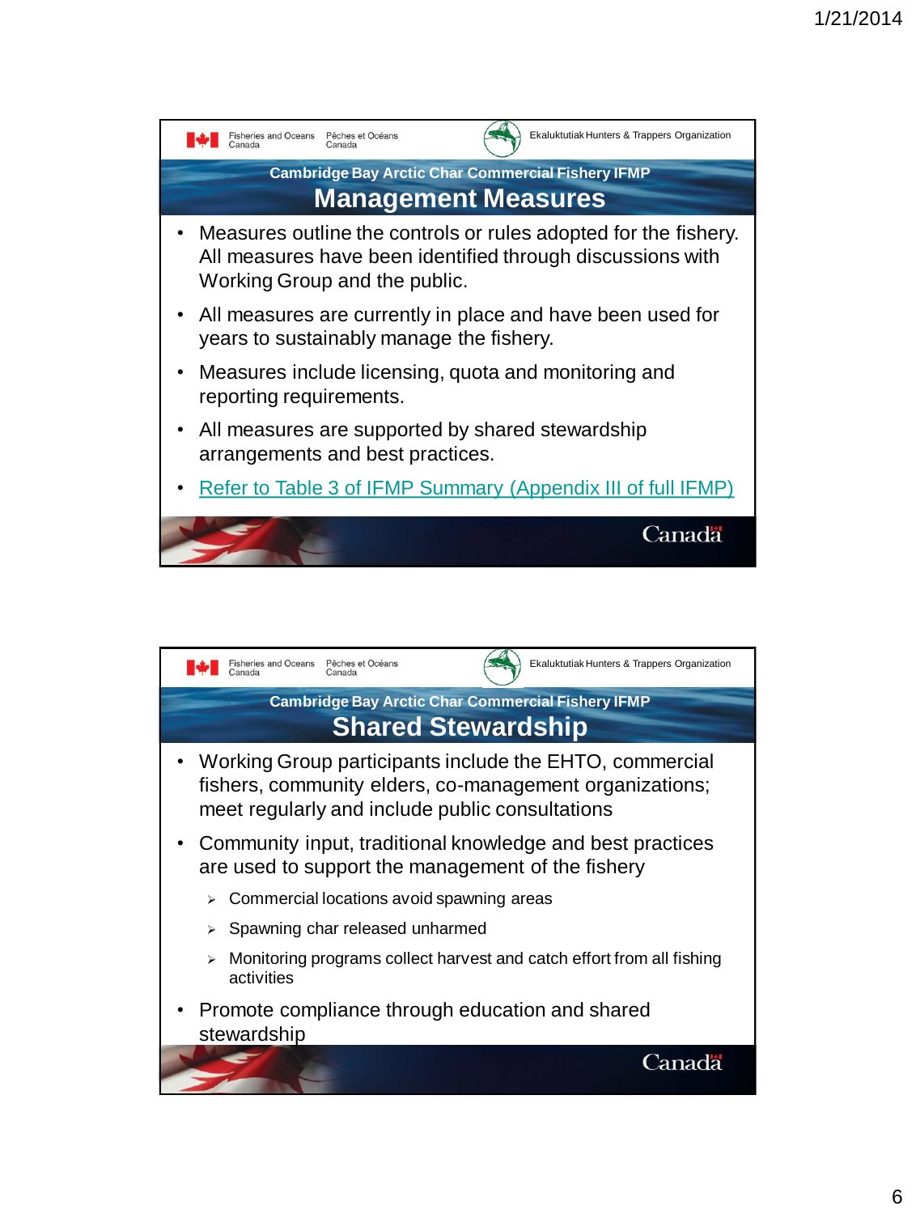## Cambridge Bay Arctic Char Commercial Fishery IFMP

# Management Measures

- Measures outline the controls or rules adopted for the fishery. All measures have been identified through discussions with Working Group and the public.
- All measures are currently in place and have been used for years to sustainably manage the fishery.
- Measures include licensing, quota and monitoring and reporting requirements.
- All measures are supported by shared stewardship arrangements and best practices.
- Refer to Table 3 of IFMP Summary (Appendix III of full IFMP)

## Cambridge Bay Arctic Char Commercial Fishery IFMP

# Shared Stewardship

- Working Group participants include the EHTO, commercial fishers, community elders, co-management organizations; meet regularly and include public consultations
- Community input, traditional knowledge and best practices are used to support the management of the fishery
  - Commercial locations avoid spawning areas
  - Spawning char released unharmed
  - Monitoring programs collect harvest and catch effort from all fishing activities
- Promote compliance through education and shared stewardship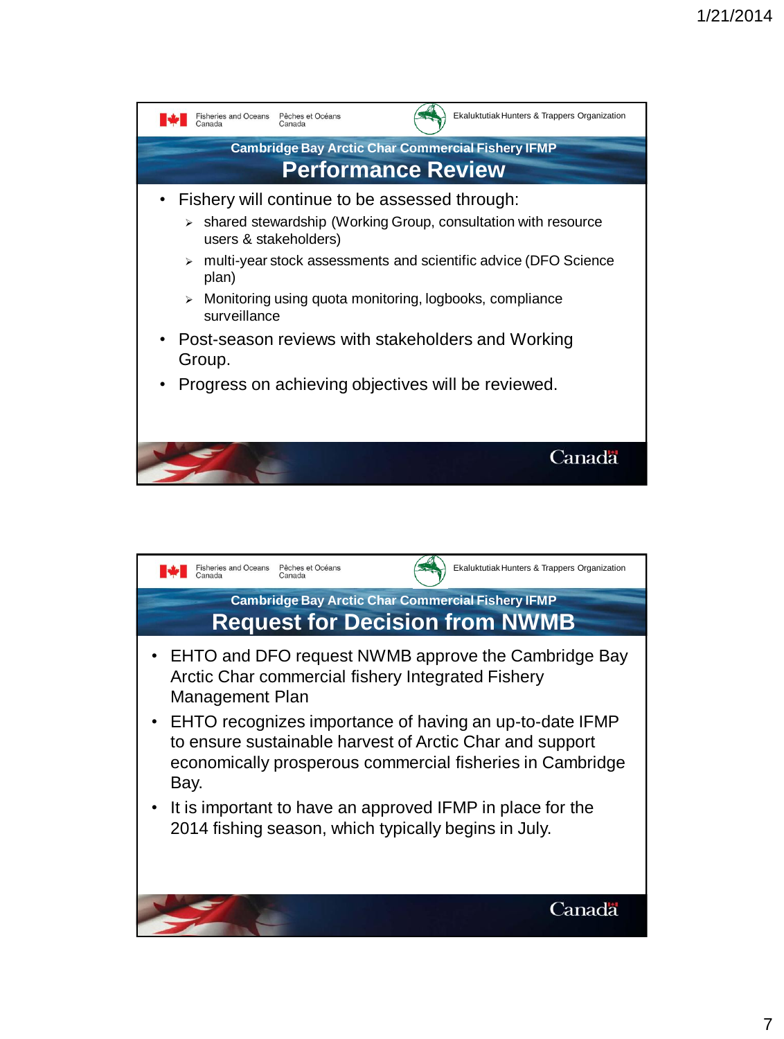Fisheries and Oceans Canada | Pêches et Océans Canada | Ekaluktutiak Hunters & Trappers Organization

## Cambridge Bay Arctic Char Commercial Fishery IFMP

# Performance Review

- Fishery will continue to be assessed through:
  - shared stewardship (Working Group, consultation with resource users & stakeholders)
  - multi-year stock assessments and scientific advice (DFO Science plan)
  - Monitoring using quota monitoring, logbooks, compliance surveillance
- Post-season reviews with stakeholders and Working Group.
- Progress on achieving objectives will be reviewed.

Canada

Fisheries and Oceans Canada | Pêches et Océans Canada | Ekaluktutiak Hunters & Trappers Organization

## Cambridge Bay Arctic Char Commercial Fishery IFMP

# Request for Decision from NWMB

- EHTO and DFO request NWMB approve the Cambridge Bay Arctic Char commercial fishery Integrated Fishery Management Plan
- EHTO recognizes importance of having an up-to-date IFMP to ensure sustainable harvest of Arctic Char and support economically prosperous commercial fisheries in Cambridge Bay.
- It is important to have an approved IFMP in place for the 2014 fishing season, which typically begins in July.

Canada